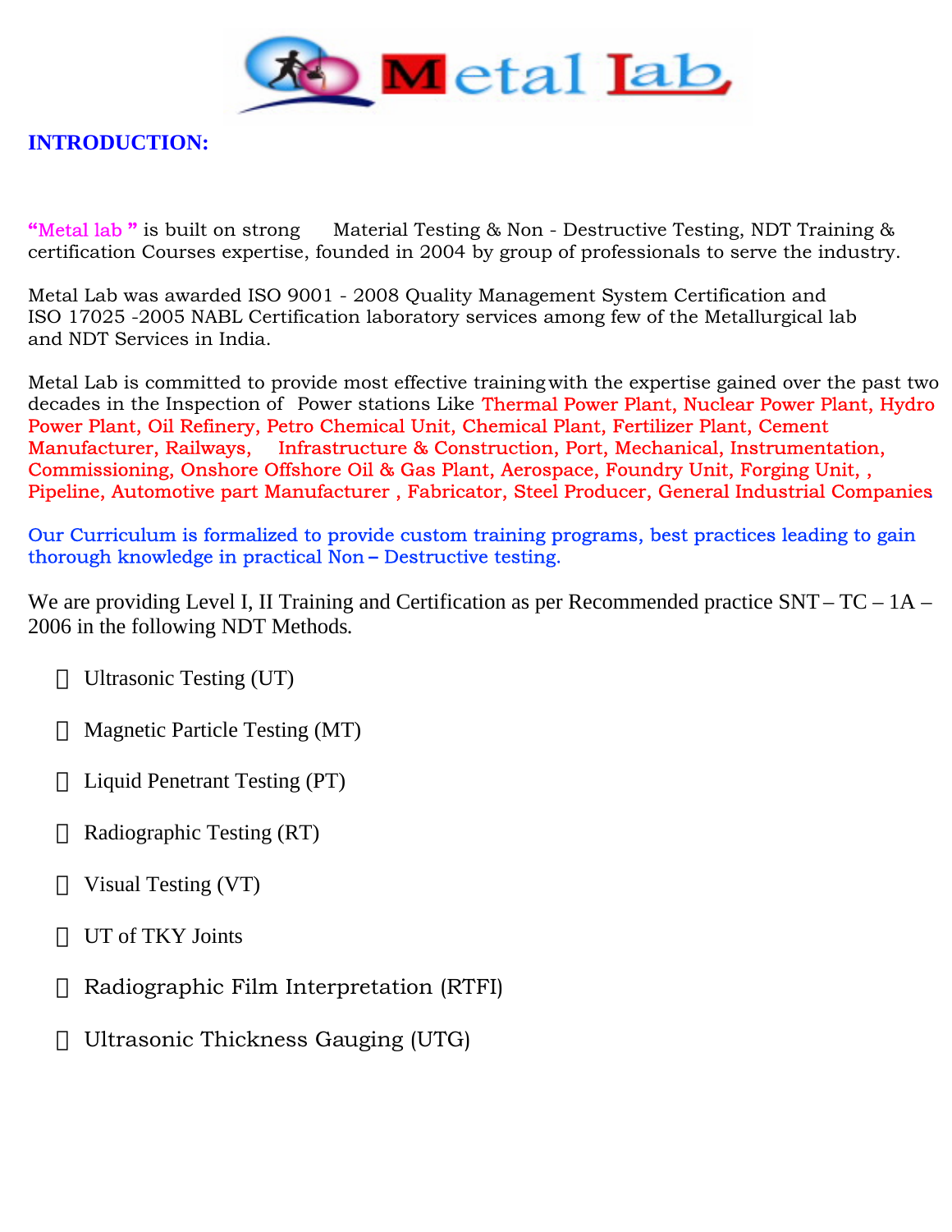# Metal Lab

## INTRODUCTION:

"Metal lab " is built on strong Material Testing & Non - Destructive Testing, NDT Training & certification Courses expertise, founded in 2004 by group of professionals to serve the industry.

Metal Lab was awarded ISO 9001 - 2008 Quality Management System Certification and ISO 17025 -2005 NABL Certification laboratory services among few of the Metallurgical lab and NDT Services in India.

Metal Lab is committed to provide most effective training with the expertise gained over the past two decades in the Inspection of Power stations Like Thermal Power Plant, Nuclear Power Plant, Hydro Power Plant, Oil Refinery, Petro Chemical Unit, Chemical Plant, Fertilizer Plant, Cement Manufacturer, Railways, Infrastructure & Construction, Port, Mechanical, Instrumentation, Commissioning, Onshore Offshore Oil & Gas Plant, Aerospace, Foundry Unit, Forging Unit, , Pipeline, Automotive part Manufacturer , Fabricator, Steel Producer, General Industrial Companies

Our Curriculum is formalized to provide custom training programs, best practices leading to gain thorough knowledge in practical Non – Destructive testing.

We are providing Level I, II Training and Certification as per Recommended practice SNT – TC – 1A – 2006 in the following NDT Methods.

- Ultrasonic Testing (UT)
- Magnetic Particle Testing (MT)
- Liquid Penetrant Testing (PT)
- Radiographic Testing (RT)
- Visual Testing (VT)
- UT of TKY Joints
- Radiographic Film Interpretation (RTFI)
- Ultrasonic Thickness Gauging (UTG)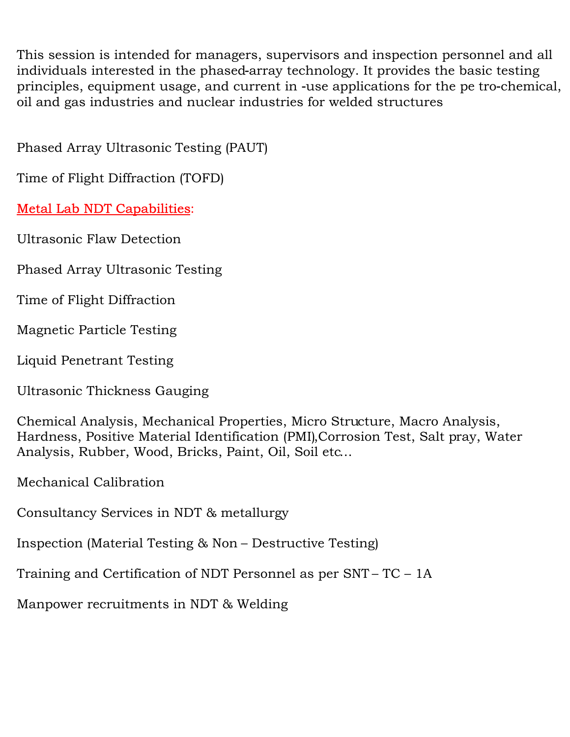This session is intended for managers, supervisors and inspection personnel and all individuals interested in the phased-array technology. It provides the basic testing principles, equipment usage, and current in -use applications for the pe tro-chemical, oil and gas industries and nuclear industries for welded structures

Phased Array Ultrasonic Testing (PAUT)

Time of Flight Diffraction (TOFD)

<u>Metal Lab NDT Capabilities</u>:

Ultrasonic Flaw Detection

Phased Array Ultrasonic Testing

Time of Flight Diffraction

Magnetic Particle Testing

Liquid Penetrant Testing

Ultrasonic Thickness Gauging

Chemical Analysis, Mechanical Properties, Micro Structure, Macro Analysis, Hardness, Positive Material Identification (PMI),Corrosion Test, Salt pray, Water Analysis, Rubber, Wood, Bricks, Paint, Oil, Soil etc…

Mechanical Calibration

Consultancy Services in NDT & metallurgy

Inspection (Material Testing & Non – Destructive Testing)

Training and Certification of NDT Personnel as per SNT – TC – 1A

Manpower recruitments in NDT & Welding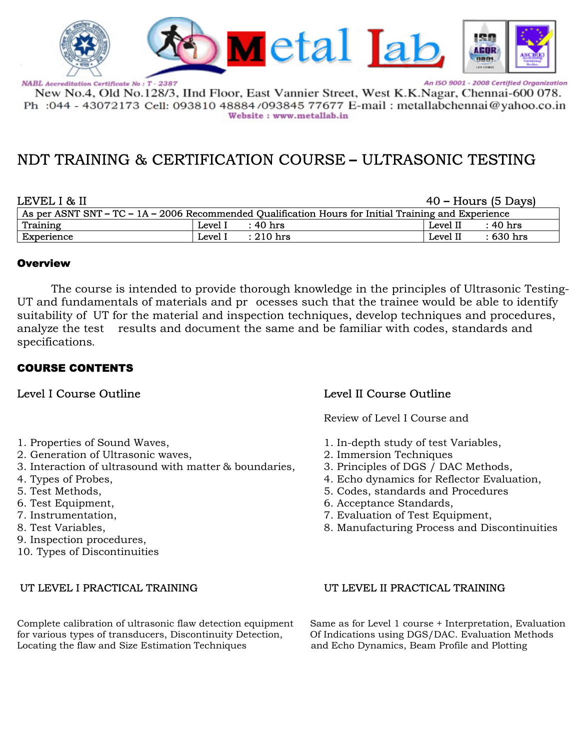NABL Accreditation Certificate No : T - 2387

An ISO 9001 - 2008 Certified Organization

New No.4, Old No.128/3, IInd Floor, East Vannier Street, West K.K.Nagar, Chennai-600 078.
Ph :044 - 43072173 Cell: 093810 48884 /093845 77677 E-mail : metallabchennai@yahoo.co.in
Website : www.metallab.in

# NDT TRAINING & CERTIFICATION COURSE – ULTRASONIC TESTING

LEVEL I & II — 40 – Hours (5 Days)

| As per ASNT SNT – TC – 1A – 2006 Recommended Qualification Hours for Initial Training and Experience | | |
|---|---|---|
| Training | Level I : 40 hrs | Level II : 40 hrs |
| Experience | Level I : 210 hrs | Level II : 630 hrs |

### Overview

The course is intended to provide thorough knowledge in the principles of Ultrasonic Testing-UT and fundamentals of materials and processes such that the trainee would be able to identify suitability of UT for the material and inspection techniques, develop techniques and procedures, analyze the test results and document the same and be familiar with codes, standards and specifications.

### COURSE CONTENTS

#### Level I Course Outline

1. Properties of Sound Waves,
2. Generation of Ultrasonic waves,
3. Interaction of ultrasound with matter & boundaries,
4. Types of Probes,
5. Test Methods,
6. Test Equipment,
7. Instrumentation,
8. Test Variables,
9. Inspection procedures,
10. Types of Discontinuities

#### Level II Course Outline

Review of Level I Course and

1. In-depth study of test Variables,
2. Immersion Techniques
3. Principles of DGS / DAC Methods,
4. Echo dynamics for Reflector Evaluation,
5. Codes, standards and Procedures
6. Acceptance Standards,
7. Evaluation of Test Equipment,
8. Manufacturing Process and Discontinuities

#### UT LEVEL I PRACTICAL TRAINING

Complete calibration of ultrasonic flaw detection equipment for various types of transducers, Discontinuity Detection, Locating the flaw and Size Estimation Techniques

#### UT LEVEL II PRACTICAL TRAINING

Same as for Level 1 course + Interpretation, Evaluation Of Indications using DGS/DAC. Evaluation Methods and Echo Dynamics, Beam Profile and Plotting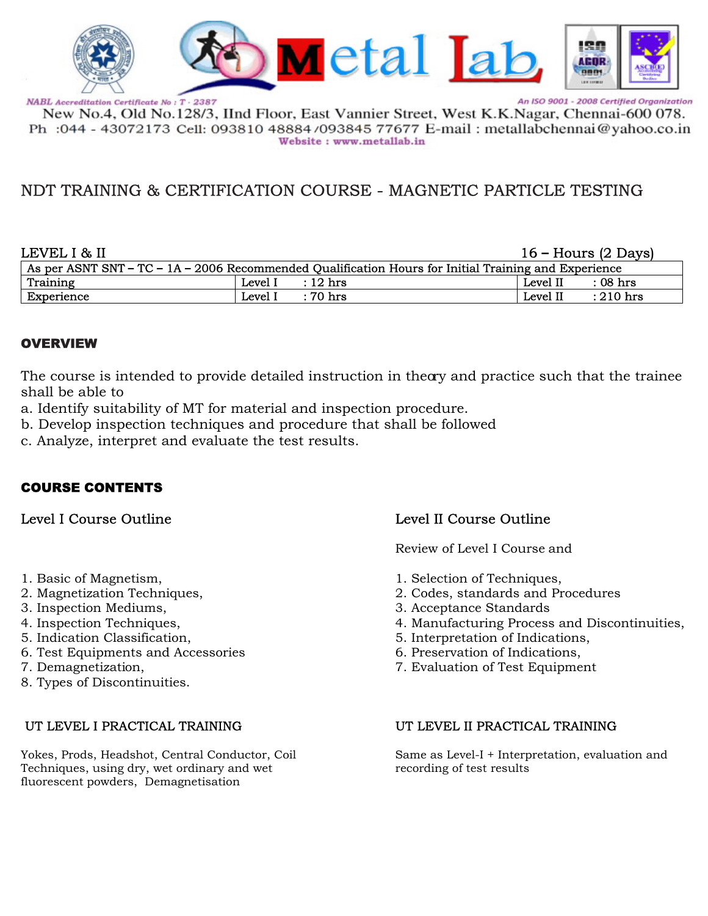NABL Accreditation Certificate No : T - 2387

An ISO 9001 - 2008 Certified Organization

New No.4, Old No.128/3, IInd Floor, East Vannier Street, West K.K.Nagar, Chennai-600 078.

Ph :044 - 43072173 Cell: 093810 48884 /093845 77677 E-mail : metallabchennai@yahoo.co.in

Website : www.metallab.in

# NDT TRAINING & CERTIFICATION COURSE - MAGNETIC PARTICLE TESTING

LEVEL I & II — 16 – Hours (2 Days)

| As per ASNT SNT – TC – 1A – 2006 Recommended Qualification Hours for Initial Training and Experience | | |
|---|---|---|
| Training | Level I : 12 hrs | Level II : 08 hrs |
| Experience | Level I : 70 hrs | Level II : 210 hrs |

## OVERVIEW

The course is intended to provide detailed instruction in theory and practice such that the trainee shall be able to

a. Identify suitability of MT for material and inspection procedure.
b. Develop inspection techniques and procedure that shall be followed
c. Analyze, interpret and evaluate the test results.

## COURSE CONTENTS

### Level I Course Outline

1. Basic of Magnetism,
2. Magnetization Techniques,
3. Inspection Mediums,
4. Inspection Techniques,
5. Indication Classification,
6. Test Equipments and Accessories
7. Demagnetization,
8. Types of Discontinuities.

### UT LEVEL I PRACTICAL TRAINING

Yokes, Prods, Headshot, Central Conductor, Coil Techniques, using dry, wet ordinary and wet fluorescent powders, Demagnetisation

### Level II Course Outline

Review of Level I Course and

1. Selection of Techniques,
2. Codes, standards and Procedures
3. Acceptance Standards
4. Manufacturing Process and Discontinuities,
5. Interpretation of Indications,
6. Preservation of Indications,
7. Evaluation of Test Equipment

### UT LEVEL II PRACTICAL TRAINING

Same as Level-I + Interpretation, evaluation and recording of test results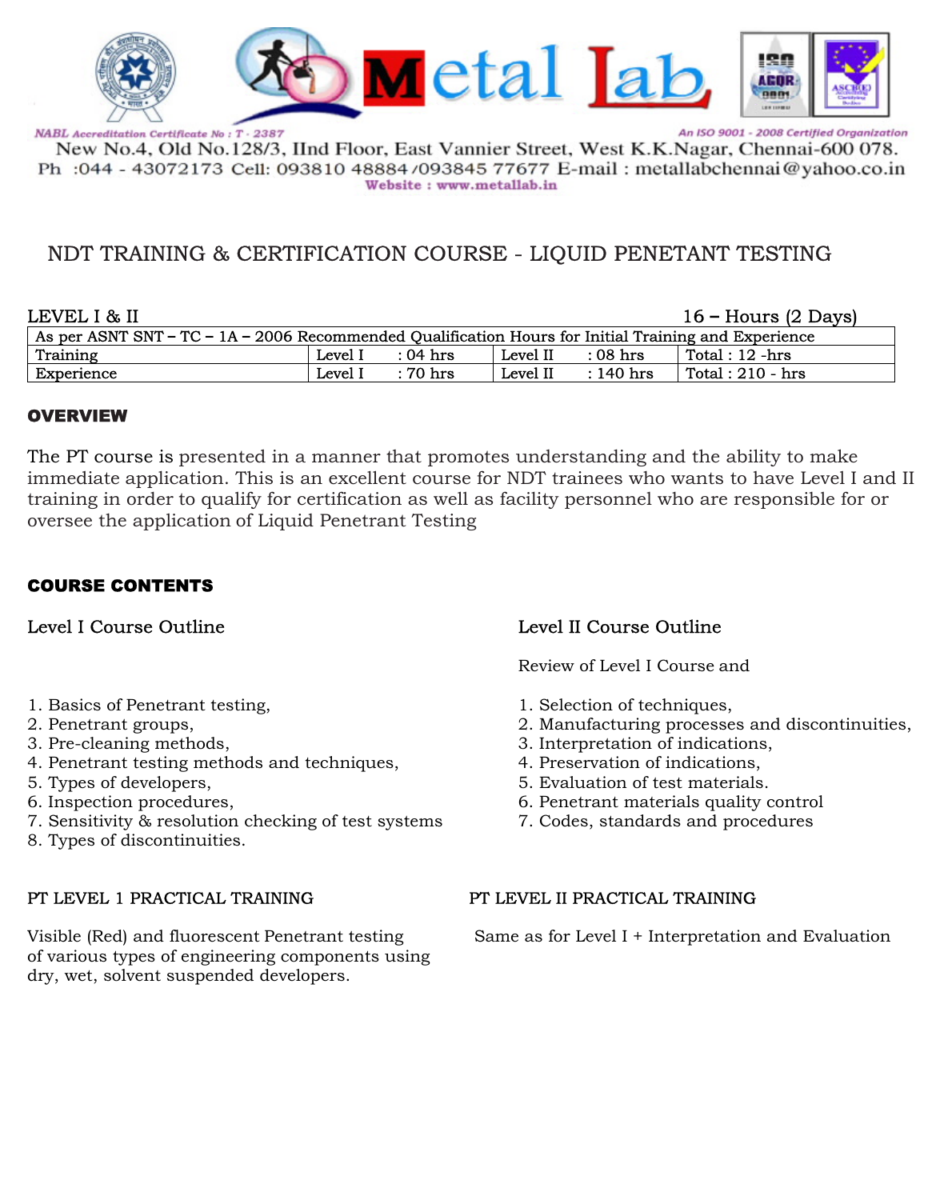NABL Accreditation Certificate No : T - 2387

An ISO 9001 - 2008 Certified Organization

New No.4, Old No.128/3, IInd Floor, East Vannier Street, West K.K.Nagar, Chennai-600 078.
Ph :044 - 43072173 Cell: 093810 48884 /093845 77677 E-mail : metallabchennai@yahoo.co.in
Website : www.metallab.in

# NDT TRAINING & CERTIFICATION COURSE - LIQUID PENETRANT TESTING

LEVEL I & II — 16 – Hours (2 Days)

| As per ASNT SNT – TC – 1A – 2006 Recommended Qualification Hours for Initial Training and Experience | | | |
|---|---|---|---|
| Training | Level I : 04 hrs | Level II : 08 hrs | Total : 12 -hrs |
| Experience | Level I : 70 hrs | Level II : 140 hrs | Total : 210 - hrs |

## OVERVIEW

The PT course is presented in a manner that promotes understanding and the ability to make immediate application. This is an excellent course for NDT trainees who wants to have Level I and II training in order to qualify for certification as well as facility personnel who are responsible for or oversee the application of Liquid Penetrant Testing

## COURSE CONTENTS

### Level I Course Outline

1. Basics of Penetrant testing,
2. Penetrant groups,
3. Pre-cleaning methods,
4. Penetrant testing methods and techniques,
5. Types of developers,
6. Inspection procedures,
7. Sensitivity & resolution checking of test systems
8. Types of discontinuities.

### Level II Course Outline

Review of Level I Course and

1. Selection of techniques,
2. Manufacturing processes and discontinuities,
3. Interpretation of indications,
4. Preservation of indications,
5. Evaluation of test materials.
6. Penetrant materials quality control
7. Codes, standards and procedures

### PT LEVEL 1 PRACTICAL TRAINING

Visible (Red) and fluorescent Penetrant testing of various types of engineering components using dry, wet, solvent suspended developers.

### PT LEVEL II PRACTICAL TRAINING

Same as for Level I + Interpretation and Evaluation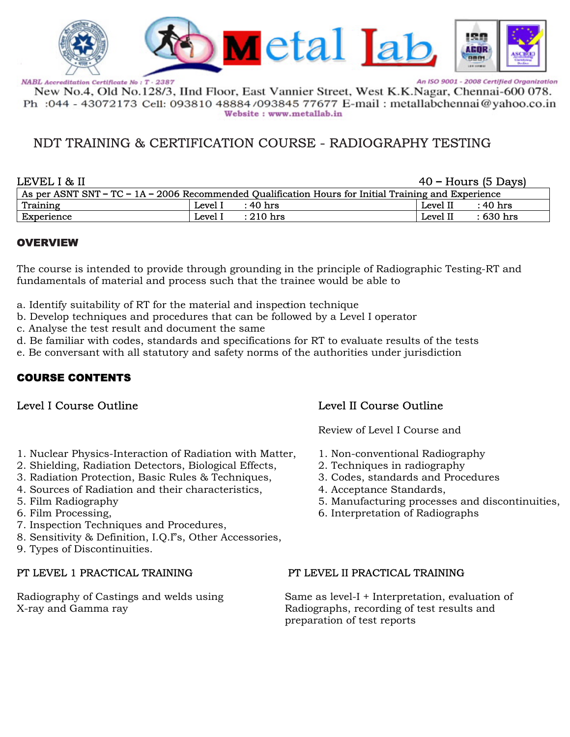NABL Accreditation Certificate No : T - 2387

An ISO 9001 - 2008 Certified Organization

New No.4, Old No.128/3, IInd Floor, East Vannier Street, West K.K.Nagar, Chennai-600 078.
Ph :044 - 43072173 Cell: 093810 48884 /093845 77677 E-mail : metallabchennai@yahoo.co.in
Website : www.metallab.in

# NDT TRAINING & CERTIFICATION COURSE - RADIOGRAPHY TESTING

LEVEL I & II — 40 – Hours (5 Days)

| As per ASNT SNT – TC – 1A – 2006 Recommended Qualification Hours for Initial Training and Experience | | |
|---|---|---|
| Training | Level I : 40 hrs | Level II : 40 hrs |
| Experience | Level I : 210 hrs | Level II : 630 hrs |

## OVERVIEW

The course is intended to provide through grounding in the principle of Radiographic Testing-RT and fundamentals of material and process such that the trainee would be able to

a. Identify suitability of RT for the material and inspection technique
b. Develop techniques and procedures that can be followed by a Level I operator
c. Analyse the test result and document the same
d. Be familiar with codes, standards and specifications for RT to evaluate results of the tests
e. Be conversant with all statutory and safety norms of the authorities under jurisdiction

## COURSE CONTENTS

### Level I Course Outline

1. Nuclear Physics-Interaction of Radiation with Matter,
2. Shielding, Radiation Detectors, Biological Effects,
3. Radiation Protection, Basic Rules & Techniques,
4. Sources of Radiation and their characteristics,
5. Film Radiography
6. Film Processing,
7. Inspection Techniques and Procedures,
8. Sensitivity & Definition, I.Q.I's, Other Accessories,
9. Types of Discontinuities.

### Level II Course Outline

Review of Level I Course and

1. Non-conventional Radiography
2. Techniques in radiography
3. Codes, standards and Procedures
4. Acceptance Standards,
5. Manufacturing processes and discontinuities,
6. Interpretation of Radiographs

### PT LEVEL 1 PRACTICAL TRAINING

Radiography of Castings and welds using X-ray and Gamma ray

### PT LEVEL II PRACTICAL TRAINING

Same as level-I + Interpretation, evaluation of Radiographs, recording of test results and preparation of test reports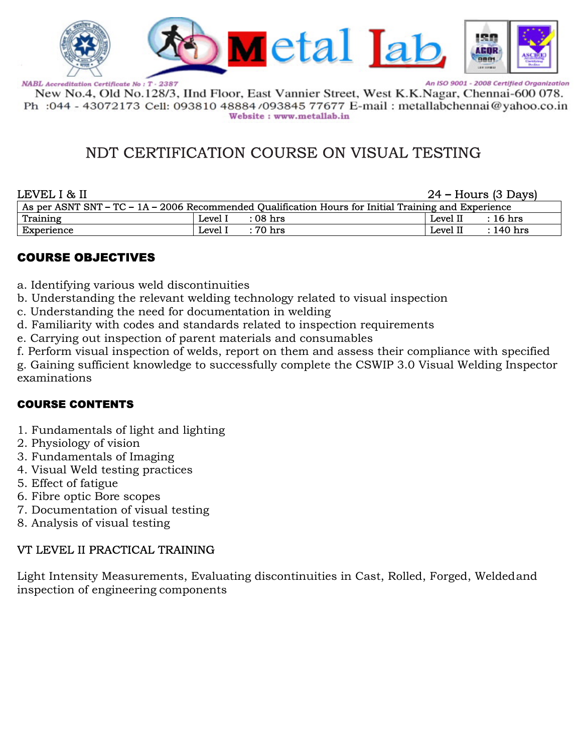NABL Accreditation Certificate No : T - 2387

An ISO 9001 - 2008 Certified Organization

New No.4, Old No.128/3, IInd Floor, East Vannier Street, West K.K.Nagar, Chennai-600 078.
Ph :044 - 43072173 Cell: 093810 48884 /093845 77677 E-mail : metallabchennai@yahoo.co.in
Website : www.metallab.in

# NDT CERTIFICATION COURSE ON VISUAL TESTING

LEVEL I & II &nbsp;&nbsp;&nbsp;&nbsp;&nbsp;&nbsp;&nbsp;&nbsp;&nbsp;&nbsp;&nbsp;&nbsp;&nbsp;&nbsp;&nbsp;&nbsp;&nbsp;&nbsp;&nbsp;&nbsp;&nbsp;&nbsp;&nbsp;&nbsp;&nbsp;&nbsp;&nbsp;&nbsp;&nbsp;&nbsp;&nbsp;&nbsp;&nbsp;&nbsp;&nbsp;&nbsp;&nbsp;&nbsp; 24 – Hours (3 Days)

| As per ASNT SNT – TC – 1A – 2006 Recommended Qualification Hours for Initial Training and Experience | | |
|---|---|---|
| Training | Level I : 08 hrs | Level II : 16 hrs |
| Experience | Level I : 70 hrs | Level II : 140 hrs |

## COURSE OBJECTIVES

a. Identifying various weld discontinuities
b. Understanding the relevant welding technology related to visual inspection
c. Understanding the need for documentation in welding
d. Familiarity with codes and standards related to inspection requirements
e. Carrying out inspection of parent materials and consumables
f. Perform visual inspection of welds, report on them and assess their compliance with specified
g. Gaining sufficient knowledge to successfully complete the CSWIP 3.0 Visual Welding Inspector examinations

## COURSE CONTENTS

1. Fundamentals of light and lighting
2. Physiology of vision
3. Fundamentals of Imaging
4. Visual Weld testing practices
5. Effect of fatigue
6. Fibre optic Bore scopes
7. Documentation of visual testing
8. Analysis of visual testing

## VT LEVEL II PRACTICAL TRAINING

Light Intensity Measurements, Evaluating discontinuities in Cast, Rolled, Forged, Welded and inspection of engineering components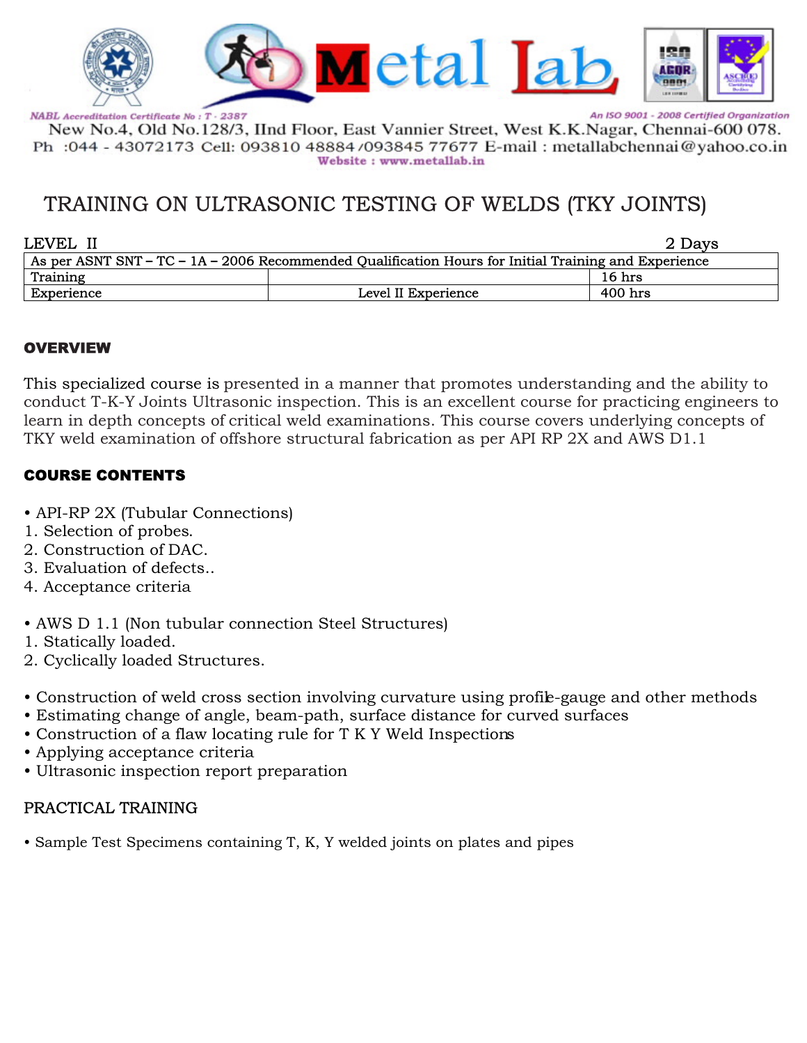**Metal Lab**

NABL Accreditation Certificate No : T - 2387

An ISO 9001 - 2008 Certified Organization

New No.4, Old No.128/3, IInd Floor, East Vannier Street, West K.K.Nagar, Chennai-600 078.

Ph :044 - 43072173 Cell: 093810 48884 /093845 77677 E-mail : metallabchennai@yahoo.co.in

Website : www.metallab.in

# TRAINING ON ULTRASONIC TESTING OF WELDS (TKY JOINTS)

LEVEL II — 2 Days

| As per ASNT SNT – TC – 1A – 2006 Recommended Qualification Hours for Initial Training and Experience | | |
|---|---|---|
| Training | | 16 hrs |
| Experience | Level II Experience | 400 hrs |

## OVERVIEW

This specialized course is presented in a manner that promotes understanding and the ability to conduct T-K-Y Joints Ultrasonic inspection. This is an excellent course for practicing engineers to learn in depth concepts of critical weld examinations. This course covers underlying concepts of TKY weld examination of offshore structural fabrication as per API RP 2X and AWS D1.1

## COURSE CONTENTS

- API-RP 2X (Tubular Connections)

1. Selection of probes.
2. Construction of DAC.
3. Evaluation of defects..
4. Acceptance criteria

- AWS D 1.1 (Non tubular connection Steel Structures)

1. Statically loaded.
2. Cyclically loaded Structures.

- Construction of weld cross section involving curvature using profile-gauge and other methods
- Estimating change of angle, beam-path, surface distance for curved surfaces
- Construction of a flaw locating rule for T K Y Weld Inspections
- Applying acceptance criteria
- Ultrasonic inspection report preparation

## PRACTICAL TRAINING

- Sample Test Specimens containing T, K, Y welded joints on plates and pipes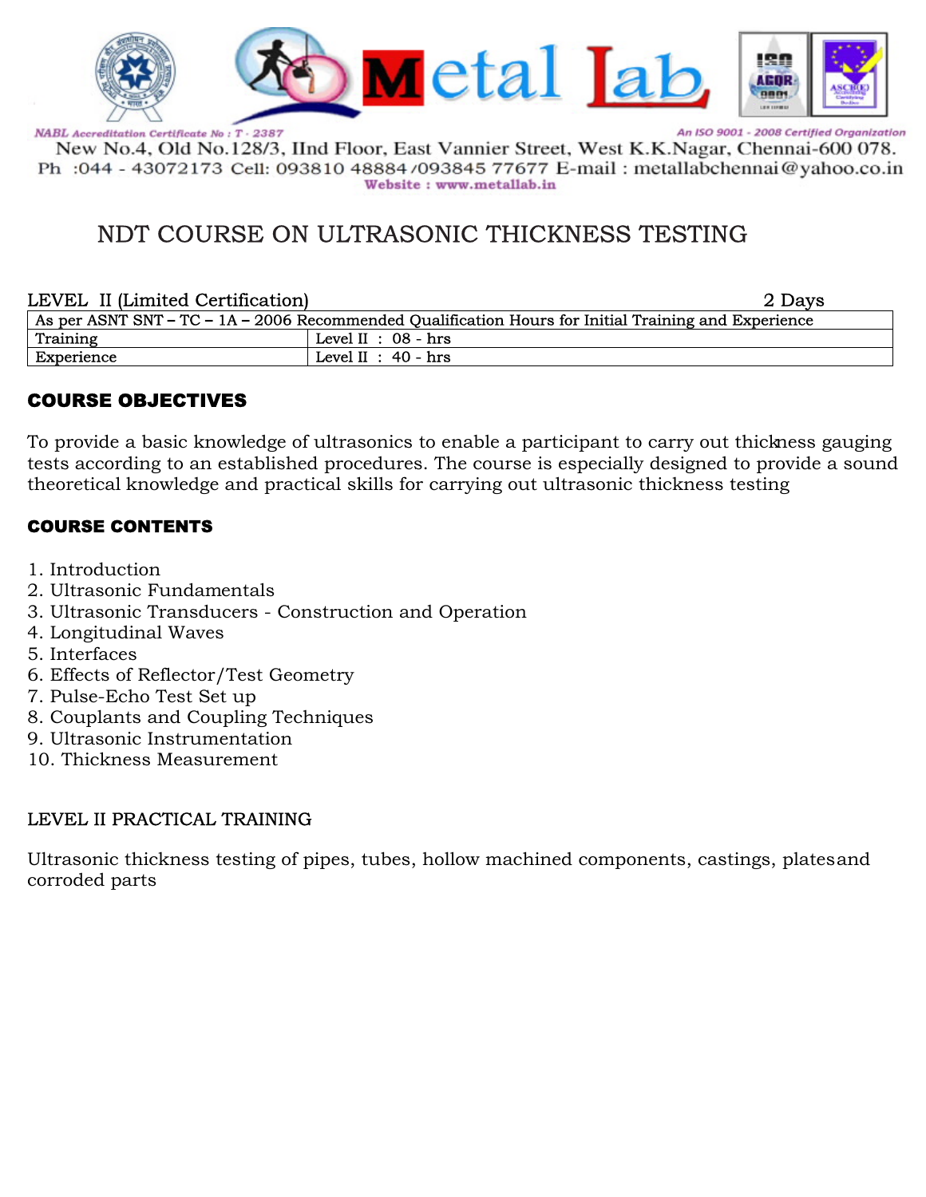# NDT COURSE ON ULTRASONIC THICKNESS TESTING

| LEVEL II (Limited Certification) | 2 Days |
|---|---|
| As per ASNT SNT – TC – 1A – 2006 Recommended Qualification Hours for Initial Training and Experience | |
| Training | Level II : 08 - hrs |
| Experience | Level II : 40 - hrs |

## COURSE OBJECTIVES

To provide a basic knowledge of ultrasonics to enable a participant to carry out thickness gauging tests according to an established procedures. The course is especially designed to provide a sound theoretical knowledge and practical skills for carrying out ultrasonic thickness testing

## COURSE CONTENTS

1. Introduction
2. Ultrasonic Fundamentals
3. Ultrasonic Transducers - Construction and Operation
4. Longitudinal Waves
5. Interfaces
6. Effects of Reflector/Test Geometry
7. Pulse-Echo Test Set up
8. Couplants and Coupling Techniques
9. Ultrasonic Instrumentation
10. Thickness Measurement

## LEVEL II PRACTICAL TRAINING

Ultrasonic thickness testing of pipes, tubes, hollow machined components, castings, platesand corroded parts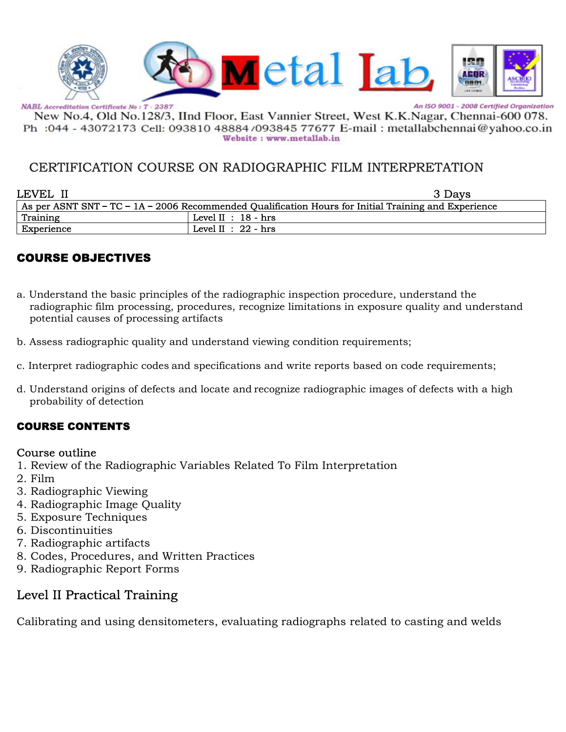Metal lab

NABL Accreditation Certificate No : T - 2387

An ISO 9001 - 2008 Certified Organization

New No.4, Old No.128/3, IInd Floor, East Vannier Street, West K.K.Nagar, Chennai-600 078.
Ph :044 - 43072173 Cell: 093810 48884 /093845 77677 E-mail : metallabchennai@yahoo.co.in
Website : www.metallab.in

# CERTIFICATION COURSE ON RADIOGRAPHIC FILM INTERPRETATION

LEVEL II — 3 Days

| As per ASNT SNT – TC – 1A – 2006 Recommended Qualification Hours for Initial Training and Experience | |
|---|---|
| Training | Level II : 18 - hrs |
| Experience | Level II : 22 - hrs |

## COURSE OBJECTIVES

a. Understand the basic principles of the radiographic inspection procedure, understand the radiographic film processing, procedures, recognize limitations in exposure quality and understand potential causes of processing artifacts

b. Assess radiographic quality and understand viewing condition requirements;

c. Interpret radiographic codes and specifications and write reports based on code requirements;

d. Understand origins of defects and locate and recognize radiographic images of defects with a high probability of detection

## COURSE CONTENTS

Course outline

1. Review of the Radiographic Variables Related To Film Interpretation
2. Film
3. Radiographic Viewing
4. Radiographic Image Quality
5. Exposure Techniques
6. Discontinuities
7. Radiographic artifacts
8. Codes, Procedures, and Written Practices
9. Radiographic Report Forms

## Level II Practical Training

Calibrating and using densitometers, evaluating radiographs related to casting and welds